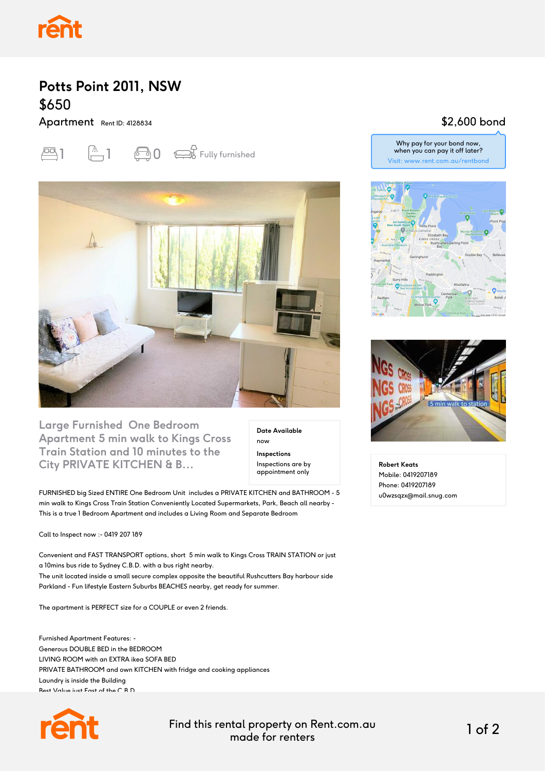# Potts Point 2011, NSW

## $650

Apartment Rent ID: 4128834

$2,600 bond

Why pay for your bond now, when you can pay it off later?
Visit: www.rent.com.au/rentbond

1 | 1 | 0 | Fully furnished

5 min walk to station

## Large Furnished One Bedroom Apartment 5 min walk to Kings Cross Train Station and 10 minutes to the City PRIVATE KITCHEN & B...

**Date Available**
now

**Inspections**
Inspections are by appointment only

**Robert Keats**
Mobile: 0419207189
Phone: 0419207189
u0wzsqzx@mail.snug.com

FURNISHED big Sized ENTIRE One Bedroom Unit includes a PRIVATE KITCHEN and BATHROOM - 5 min walk to Kings Cross Train Station Conveniently Located Supermarkets, Park, Beach all nearby - This is a true 1 Bedroom Apartment and includes a Living Room and Separate Bedroom

Call to Inspect now :- 0419 207 189

Convenient and FAST TRANSPORT options, short 5 min walk to Kings Cross TRAIN STATION or just a 10mins bus ride to Sydney C.B.D. with a bus right nearby.
The unit located inside a small secure complex opposite the beautiful Rushcutters Bay harbour side Parkland - Fun lifestyle Eastern Suburbs BEACHES nearby, get ready for summer.

The apartment is PERFECT size for a COUPLE or even 2 friends.

Furnished Apartment Features: -
Generous DOUBLE BED in the BEDROOM
LIVING ROOM with an EXTRA ikea SOFA BED
PRIVATE BATHROOM and own KITCHEN with fridge and cooking appliances
Laundry is inside the Building
Best Value just East of the C.B.D.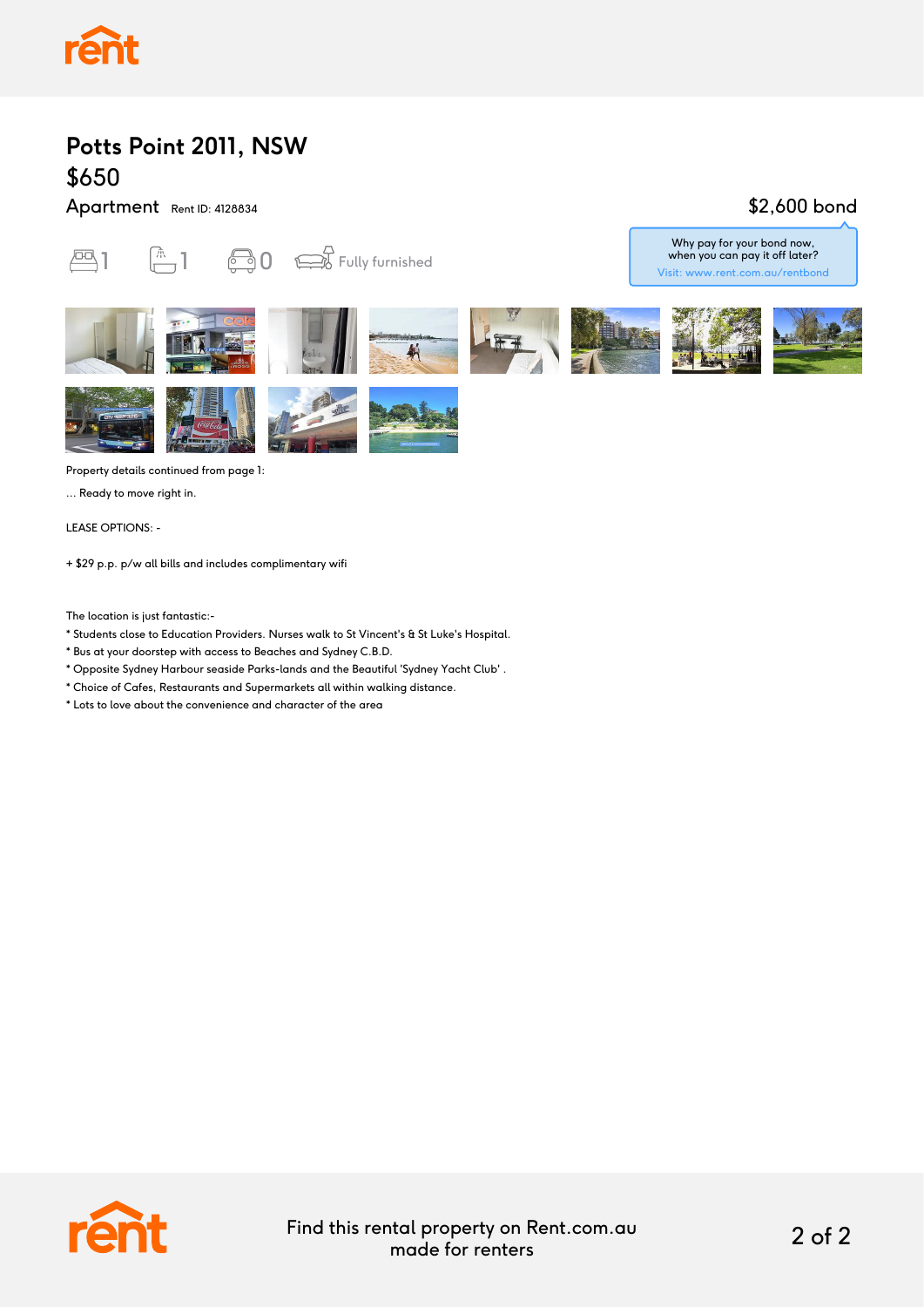# Potts Point 2011, NSW

## $650

Apartment Rent ID: 4128834

$2,600 bond

Why pay for your bond now, when you can pay it off later?
Visit: www.rent.com.au/rentbond

1 1 0 Fully furnished

Property details continued from page 1:

... Ready to move right in.

LEASE OPTIONS: -

+ $29 p.p. p/w all bills and includes complimentary wifi

The location is just fantastic:-

* Students close to Education Providers. Nurses walk to St Vincent's & St Luke's Hospital.
* Bus at your doorstep with access to Beaches and Sydney C.B.D.
* Opposite Sydney Harbour seaside Parks-lands and the Beautiful 'Sydney Yacht Club' .
* Choice of Cafes, Restaurants and Supermarkets all within walking distance.
* Lots to love about the convenience and character of the area

Find this rental property on Rent.com.au made for renters